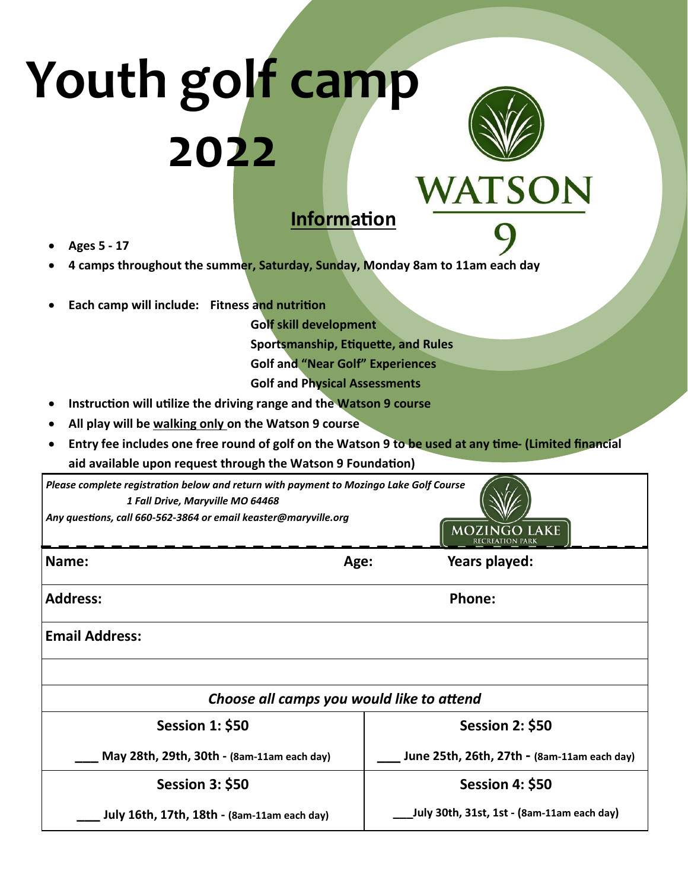# Youth golf camp 2022

WATSON 9

## Information

- **Ages 5 - 17**
- **4 camps throughout the summer, Saturday, Sunday, Monday 8am to 11am each day**
- **Each camp will include:** **Fitness and nutrition**
  **Golf skill development**
  **Sportsmanship, Etiquette, and Rules**
  **Golf and "Near Golf" Experiences**
  **Golf and Physical Assessments**
- **Instruction will utilize the driving range and the Watson 9 course**
- **All play will be <u>walking only</u> on the Watson 9 course**
- **Entry fee includes one free round of golf on the Watson 9 to be used at any time- (Limited financial aid available upon request through the Watson 9 Foundation)**

*Please complete registration below and return with payment to Mozingo Lake Golf Course*
*1 Fall Drive, Maryville MO 64468*
*Any questions, call 660-562-3864 or email keaster@maryville.org*

MOZINGO LAKE RECREATION PARK

**Name:** **Age:** **Years played:**

**Address:** **Phone:**

**Email Address:**

*Choose all camps you would like to attend*

| Session 1: $50 | Session 2: $50 |
|---|---|
| ___ May 28th, 29th, 30th - (8am-11am each day) | ___ June 25th, 26th, 27th - (8am-11am each day) |
| **Session 3: $50** | **Session 4: $50** |
| ___ July 16th, 17th, 18th - (8am-11am each day) | ___July 30th, 31st, 1st - (8am-11am each day) |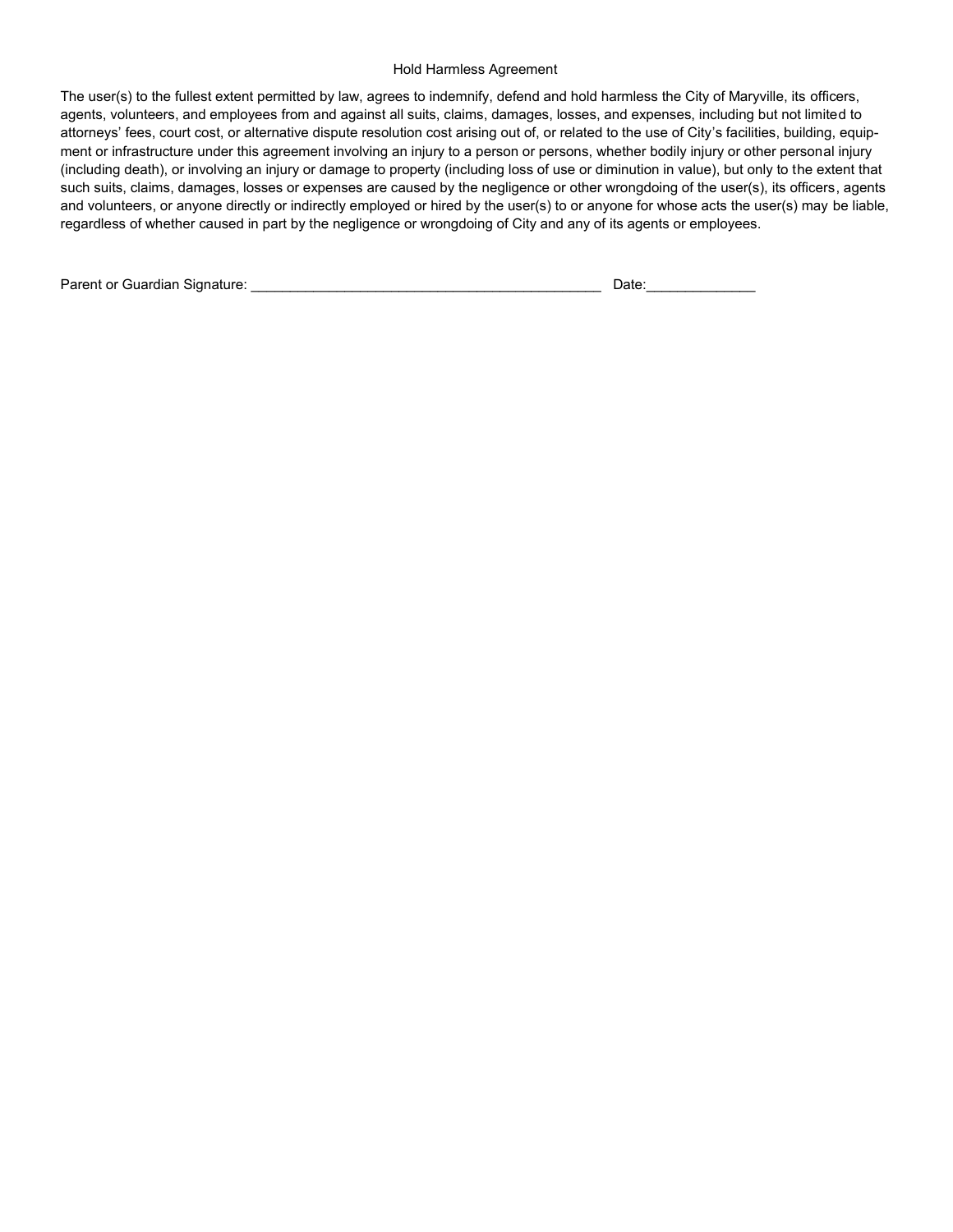## Hold Harmless Agreement

The user(s) to the fullest extent permitted by law, agrees to indemnify, defend and hold harmless the City of Maryville, its officers, agents, volunteers, and employees from and against all suits, claims, damages, losses, and expenses, including but not limited to attorneys' fees, court cost, or alternative dispute resolution cost arising out of, or related to the use of City's facilities, building, equipment or infrastructure under this agreement involving an injury to a person or persons, whether bodily injury or other personal injury (including death), or involving an injury or damage to property (including loss of use or diminution in value), but only to the extent that such suits, claims, damages, losses or expenses are caused by the negligence or other wrongdoing of the user(s), its officers, agents and volunteers, or anyone directly or indirectly employed or hired by the user(s) to or anyone for whose acts the user(s) may be liable, regardless of whether caused in part by the negligence or wrongdoing of City and any of its agents or employees.

Parent or Guardian Signature: _____________________________________________ Date:_____________